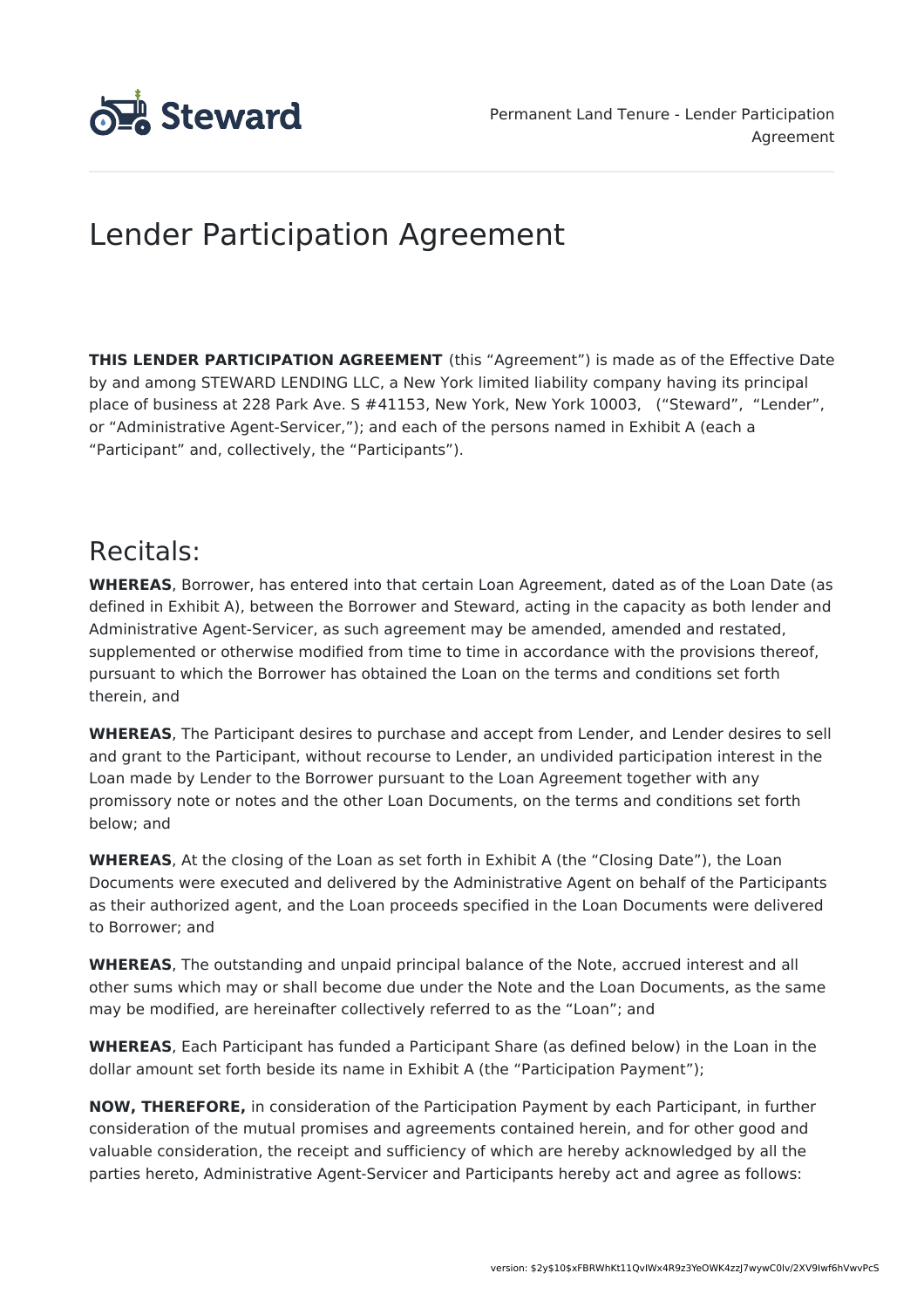# Lender Participation Agreement

**THIS LENDER PARTICIPATION AGREEMENT** (this "Agreement") is made as of the Effective Date by and among STEWARD LENDING LLC, a New York limited liability company having its principal place of business at 228 Park Ave. S #41153, New York, New York 10003, ("Steward", "Lender", or "Administrative Agent-Servicer,"); and each of the persons named in Exhibit A (each a "Participant" and, collectively, the "Participants").

## Recitals:

**WHEREAS**, Borrower, has entered into that certain Loan Agreement, dated as of the Loan Date (as defined in Exhibit A), between the Borrower and Steward, acting in the capacity as both lender and Administrative Agent-Servicer, as such agreement may be amended, amended and restated, supplemented or otherwise modified from time to time in accordance with the provisions thereof, pursuant to which the Borrower has obtained the Loan on the terms and conditions set forth therein, and

**WHEREAS**, The Participant desires to purchase and accept from Lender, and Lender desires to sell and grant to the Participant, without recourse to Lender, an undivided participation interest in the Loan made by Lender to the Borrower pursuant to the Loan Agreement together with any promissory note or notes and the other Loan Documents, on the terms and conditions set forth below; and

**WHEREAS**, At the closing of the Loan as set forth in Exhibit A (the "Closing Date"), the Loan Documents were executed and delivered by the Administrative Agent on behalf of the Participants as their authorized agent, and the Loan proceeds specified in the Loan Documents were delivered to Borrower; and

**WHEREAS**, The outstanding and unpaid principal balance of the Note, accrued interest and all other sums which may or shall become due under the Note and the Loan Documents, as the same may be modified, are hereinafter collectively referred to as the "Loan"; and

**WHEREAS**, Each Participant has funded a Participant Share (as defined below) in the Loan in the dollar amount set forth beside its name in Exhibit A (the "Participation Payment");

**NOW, THEREFORE,** in consideration of the Participation Payment by each Participant, in further consideration of the mutual promises and agreements contained herein, and for other good and valuable consideration, the receipt and sufficiency of which are hereby acknowledged by all the parties hereto, Administrative Agent-Servicer and Participants hereby act and agree as follows: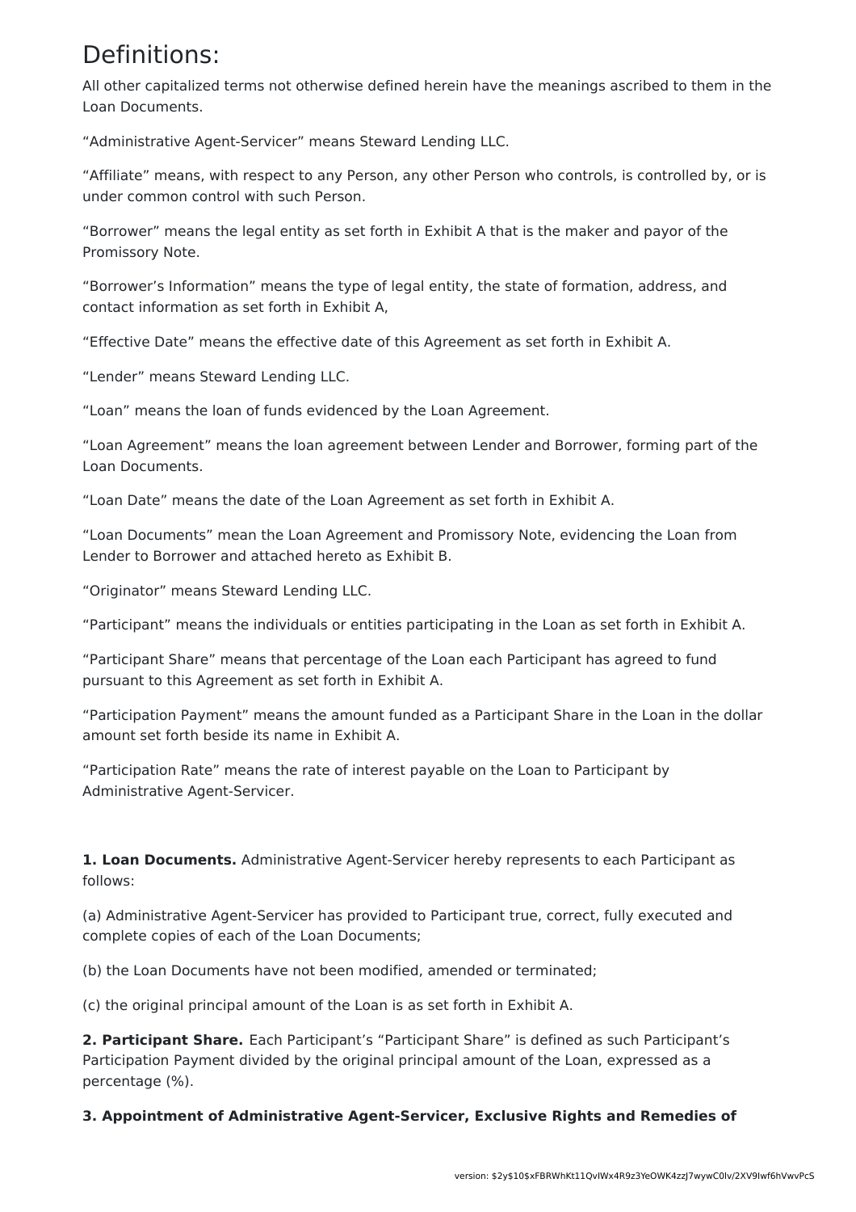# Definitions:

All other capitalized terms not otherwise defined herein have the meanings ascribed to them in the Loan Documents.

“Administrative Agent-Servicer” means Steward Lending LLC.

“Affiliate” means, with respect to any Person, any other Person who controls, is controlled by, or is under common control with such Person.

“Borrower” means the legal entity as set forth in Exhibit A that is the maker and payor of the Promissory Note.

“Borrower’s Information” means the type of legal entity, the state of formation, address, and contact information as set forth in Exhibit A,

“Effective Date” means the effective date of this Agreement as set forth in Exhibit A.

“Lender” means Steward Lending LLC.

“Loan” means the loan of funds evidenced by the Loan Agreement.

“Loan Agreement” means the loan agreement between Lender and Borrower, forming part of the Loan Documents.

“Loan Date” means the date of the Loan Agreement as set forth in Exhibit A.

“Loan Documents” mean the Loan Agreement and Promissory Note, evidencing the Loan from Lender to Borrower and attached hereto as Exhibit B.

“Originator” means Steward Lending LLC.

“Participant” means the individuals or entities participating in the Loan as set forth in Exhibit A.

“Participant Share” means that percentage of the Loan each Participant has agreed to fund pursuant to this Agreement as set forth in Exhibit A.

“Participation Payment” means the amount funded as a Participant Share in the Loan in the dollar amount set forth beside its name in Exhibit A.

“Participation Rate” means the rate of interest payable on the Loan to Participant by Administrative Agent-Servicer.

**1. Loan Documents.** Administrative Agent-Servicer hereby represents to each Participant as follows:

(a) Administrative Agent-Servicer has provided to Participant true, correct, fully executed and complete copies of each of the Loan Documents;

(b) the Loan Documents have not been modified, amended or terminated;

(c) the original principal amount of the Loan is as set forth in Exhibit A.

**2. Participant Share.** Each Participant’s “Participant Share” is defined as such Participant’s Participation Payment divided by the original principal amount of the Loan, expressed as a percentage (%).

**3. Appointment of Administrative Agent-Servicer, Exclusive Rights and Remedies of**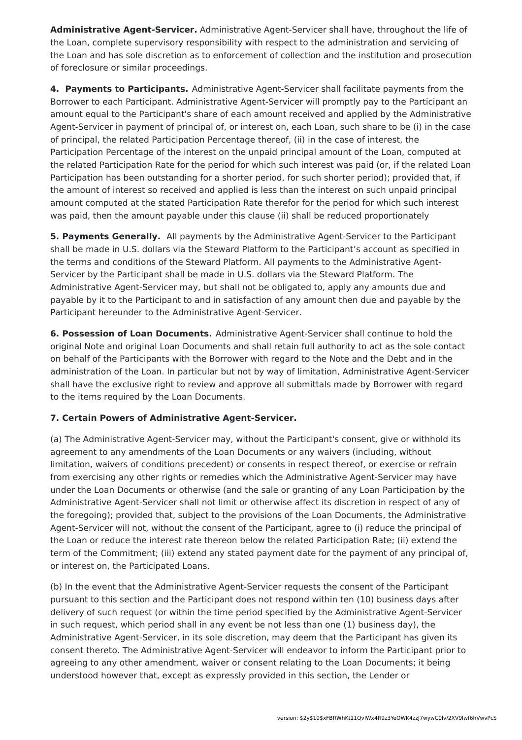**Administrative Agent-Servicer.** Administrative Agent-Servicer shall have, throughout the life of the Loan, complete supervisory responsibility with respect to the administration and servicing of the Loan and has sole discretion as to enforcement of collection and the institution and prosecution of foreclosure or similar proceedings.

**4. Payments to Participants.** Administrative Agent-Servicer shall facilitate payments from the Borrower to each Participant. Administrative Agent-Servicer will promptly pay to the Participant an amount equal to the Participant's share of each amount received and applied by the Administrative Agent-Servicer in payment of principal of, or interest on, each Loan, such share to be (i) in the case of principal, the related Participation Percentage thereof, (ii) in the case of interest, the Participation Percentage of the interest on the unpaid principal amount of the Loan, computed at the related Participation Rate for the period for which such interest was paid (or, if the related Loan Participation has been outstanding for a shorter period, for such shorter period); provided that, if the amount of interest so received and applied is less than the interest on such unpaid principal amount computed at the stated Participation Rate therefor for the period for which such interest was paid, then the amount payable under this clause (ii) shall be reduced proportionately

**5. Payments Generally.** All payments by the Administrative Agent-Servicer to the Participant shall be made in U.S. dollars via the Steward Platform to the Participant's account as specified in the terms and conditions of the Steward Platform. All payments to the Administrative Agent-Servicer by the Participant shall be made in U.S. dollars via the Steward Platform. The Administrative Agent-Servicer may, but shall not be obligated to, apply any amounts due and payable by it to the Participant to and in satisfaction of any amount then due and payable by the Participant hereunder to the Administrative Agent-Servicer.

**6. Possession of Loan Documents.** Administrative Agent-Servicer shall continue to hold the original Note and original Loan Documents and shall retain full authority to act as the sole contact on behalf of the Participants with the Borrower with regard to the Note and the Debt and in the administration of the Loan. In particular but not by way of limitation, Administrative Agent-Servicer shall have the exclusive right to review and approve all submittals made by Borrower with regard to the items required by the Loan Documents.

**7. Certain Powers of Administrative Agent-Servicer.**

(a) The Administrative Agent-Servicer may, without the Participant's consent, give or withhold its agreement to any amendments of the Loan Documents or any waivers (including, without limitation, waivers of conditions precedent) or consents in respect thereof, or exercise or refrain from exercising any other rights or remedies which the Administrative Agent-Servicer may have under the Loan Documents or otherwise (and the sale or granting of any Loan Participation by the Administrative Agent-Servicer shall not limit or otherwise affect its discretion in respect of any of the foregoing); provided that, subject to the provisions of the Loan Documents, the Administrative Agent-Servicer will not, without the consent of the Participant, agree to (i) reduce the principal of the Loan or reduce the interest rate thereon below the related Participation Rate; (ii) extend the term of the Commitment; (iii) extend any stated payment date for the payment of any principal of, or interest on, the Participated Loans.

(b) In the event that the Administrative Agent-Servicer requests the consent of the Participant pursuant to this section and the Participant does not respond within ten (10) business days after delivery of such request (or within the time period specified by the Administrative Agent-Servicer in such request, which period shall in any event be not less than one (1) business day), the Administrative Agent-Servicer, in its sole discretion, may deem that the Participant has given its consent thereto. The Administrative Agent-Servicer will endeavor to inform the Participant prior to agreeing to any other amendment, waiver or consent relating to the Loan Documents; it being understood however that, except as expressly provided in this section, the Lender or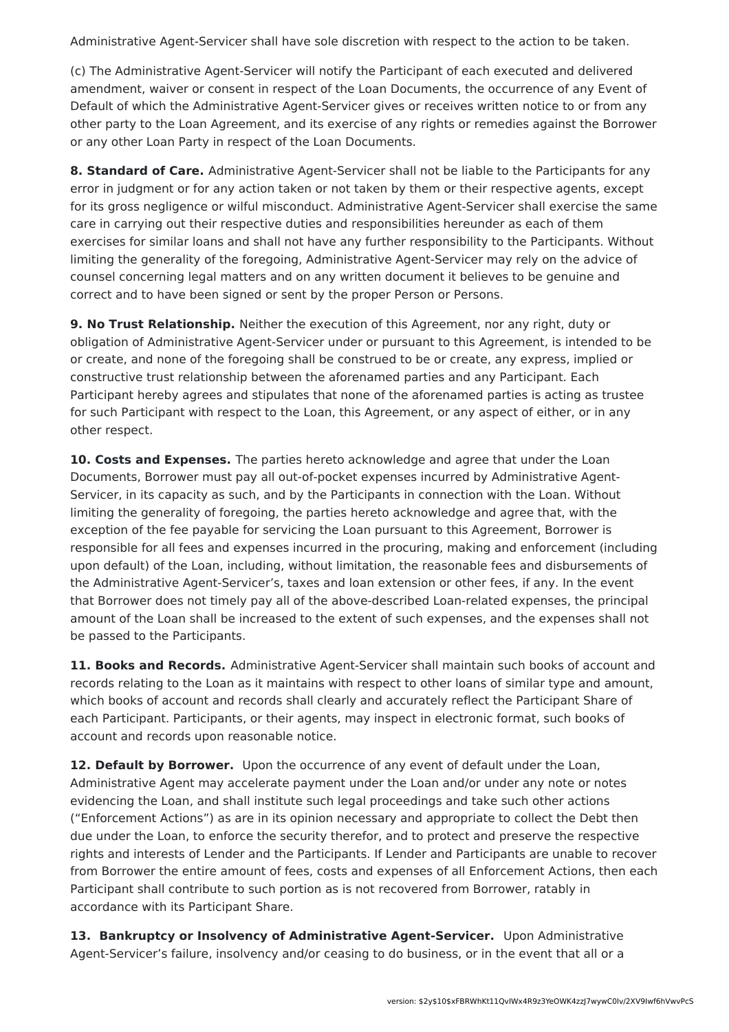Administrative Agent-Servicer shall have sole discretion with respect to the action to be taken.

(c) The Administrative Agent-Servicer will notify the Participant of each executed and delivered amendment, waiver or consent in respect of the Loan Documents, the occurrence of any Event of Default of which the Administrative Agent-Servicer gives or receives written notice to or from any other party to the Loan Agreement, and its exercise of any rights or remedies against the Borrower or any other Loan Party in respect of the Loan Documents.

**8. Standard of Care.** Administrative Agent-Servicer shall not be liable to the Participants for any error in judgment or for any action taken or not taken by them or their respective agents, except for its gross negligence or wilful misconduct. Administrative Agent-Servicer shall exercise the same care in carrying out their respective duties and responsibilities hereunder as each of them exercises for similar loans and shall not have any further responsibility to the Participants. Without limiting the generality of the foregoing, Administrative Agent-Servicer may rely on the advice of counsel concerning legal matters and on any written document it believes to be genuine and correct and to have been signed or sent by the proper Person or Persons.

**9. No Trust Relationship.** Neither the execution of this Agreement, nor any right, duty or obligation of Administrative Agent-Servicer under or pursuant to this Agreement, is intended to be or create, and none of the foregoing shall be construed to be or create, any express, implied or constructive trust relationship between the aforenamed parties and any Participant. Each Participant hereby agrees and stipulates that none of the aforenamed parties is acting as trustee for such Participant with respect to the Loan, this Agreement, or any aspect of either, or in any other respect.

**10. Costs and Expenses.** The parties hereto acknowledge and agree that under the Loan Documents, Borrower must pay all out-of-pocket expenses incurred by Administrative Agent-Servicer, in its capacity as such, and by the Participants in connection with the Loan. Without limiting the generality of foregoing, the parties hereto acknowledge and agree that, with the exception of the fee payable for servicing the Loan pursuant to this Agreement, Borrower is responsible for all fees and expenses incurred in the procuring, making and enforcement (including upon default) of the Loan, including, without limitation, the reasonable fees and disbursements of the Administrative Agent-Servicer's, taxes and loan extension or other fees, if any. In the event that Borrower does not timely pay all of the above-described Loan-related expenses, the principal amount of the Loan shall be increased to the extent of such expenses, and the expenses shall not be passed to the Participants.

**11. Books and Records.** Administrative Agent-Servicer shall maintain such books of account and records relating to the Loan as it maintains with respect to other loans of similar type and amount, which books of account and records shall clearly and accurately reflect the Participant Share of each Participant. Participants, or their agents, may inspect in electronic format, such books of account and records upon reasonable notice.

**12. Default by Borrower.** Upon the occurrence of any event of default under the Loan, Administrative Agent may accelerate payment under the Loan and/or under any note or notes evidencing the Loan, and shall institute such legal proceedings and take such other actions ("Enforcement Actions") as are in its opinion necessary and appropriate to collect the Debt then due under the Loan, to enforce the security therefor, and to protect and preserve the respective rights and interests of Lender and the Participants. If Lender and Participants are unable to recover from Borrower the entire amount of fees, costs and expenses of all Enforcement Actions, then each Participant shall contribute to such portion as is not recovered from Borrower, ratably in accordance with its Participant Share.

**13. Bankruptcy or Insolvency of Administrative Agent-Servicer.** Upon Administrative Agent-Servicer's failure, insolvency and/or ceasing to do business, or in the event that all or a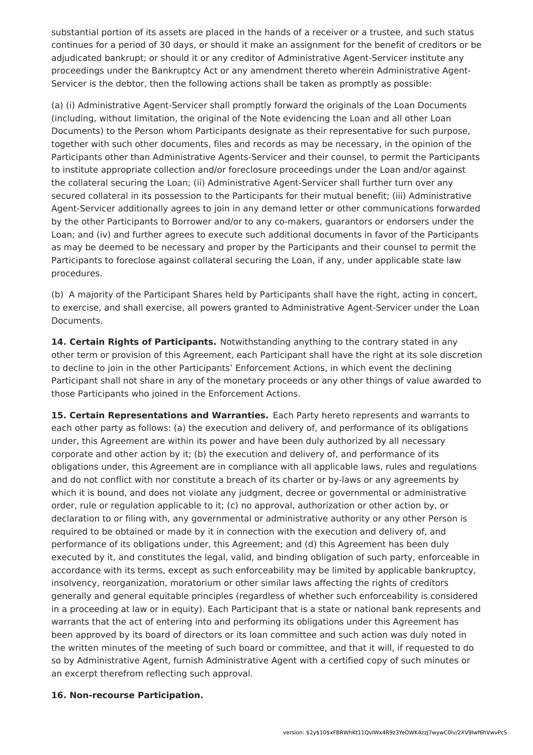substantial portion of its assets are placed in the hands of a receiver or a trustee, and such status continues for a period of 30 days, or should it make an assignment for the benefit of creditors or be adjudicated bankrupt; or should it or any creditor of Administrative Agent-Servicer institute any proceedings under the Bankruptcy Act or any amendment thereto wherein Administrative Agent-Servicer is the debtor, then the following actions shall be taken as promptly as possible:

(a) (i) Administrative Agent-Servicer shall promptly forward the originals of the Loan Documents (including, without limitation, the original of the Note evidencing the Loan and all other Loan Documents) to the Person whom Participants designate as their representative for such purpose, together with such other documents, files and records as may be necessary, in the opinion of the Participants other than Administrative Agents-Servicer and their counsel, to permit the Participants to institute appropriate collection and/or foreclosure proceedings under the Loan and/or against the collateral securing the Loan; (ii) Administrative Agent-Servicer shall further turn over any secured collateral in its possession to the Participants for their mutual benefit; (iii) Administrative Agent-Servicer additionally agrees to join in any demand letter or other communications forwarded by the other Participants to Borrower and/or to any co-makers, guarantors or endorsers under the Loan; and (iv) and further agrees to execute such additional documents in favor of the Participants as may be deemed to be necessary and proper by the Participants and their counsel to permit the Participants to foreclose against collateral securing the Loan, if any, under applicable state law procedures.

(b) A majority of the Participant Shares held by Participants shall have the right, acting in concert, to exercise, and shall exercise, all powers granted to Administrative Agent-Servicer under the Loan Documents.

**14. Certain Rights of Participants.** Notwithstanding anything to the contrary stated in any other term or provision of this Agreement, each Participant shall have the right at its sole discretion to decline to join in the other Participants' Enforcement Actions, in which event the declining Participant shall not share in any of the monetary proceeds or any other things of value awarded to those Participants who joined in the Enforcement Actions.

**15. Certain Representations and Warranties.** Each Party hereto represents and warrants to each other party as follows: (a) the execution and delivery of, and performance of its obligations under, this Agreement are within its power and have been duly authorized by all necessary corporate and other action by it; (b) the execution and delivery of, and performance of its obligations under, this Agreement are in compliance with all applicable laws, rules and regulations and do not conflict with nor constitute a breach of its charter or by-laws or any agreements by which it is bound, and does not violate any judgment, decree or governmental or administrative order, rule or regulation applicable to it; (c) no approval, authorization or other action by, or declaration to or filing with, any governmental or administrative authority or any other Person is required to be obtained or made by it in connection with the execution and delivery of, and performance of its obligations under, this Agreement; and (d) this Agreement has been duly executed by it, and constitutes the legal, valid, and binding obligation of such party, enforceable in accordance with its terms, except as such enforceability may be limited by applicable bankruptcy, insolvency, reorganization, moratorium or other similar laws affecting the rights of creditors generally and general equitable principles (regardless of whether such enforceability is considered in a proceeding at law or in equity). Each Participant that is a state or national bank represents and warrants that the act of entering into and performing its obligations under this Agreement has been approved by its board of directors or its loan committee and such action was duly noted in the written minutes of the meeting of such board or committee, and that it will, if requested to do so by Administrative Agent, furnish Administrative Agent with a certified copy of such minutes or an excerpt therefrom reflecting such approval.

**16. Non-recourse Participation.**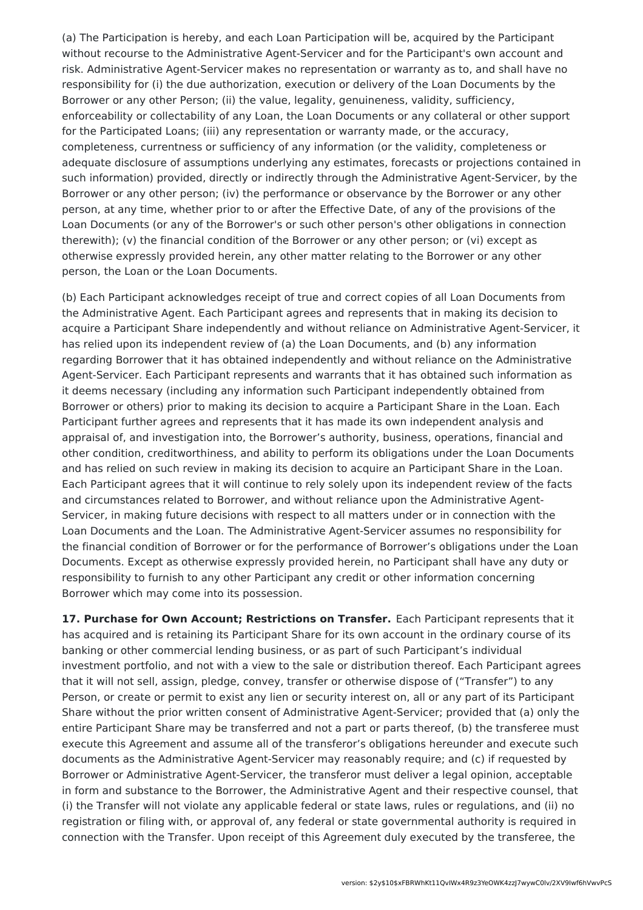(a) The Participation is hereby, and each Loan Participation will be, acquired by the Participant without recourse to the Administrative Agent-Servicer and for the Participant's own account and risk. Administrative Agent-Servicer makes no representation or warranty as to, and shall have no responsibility for (i) the due authorization, execution or delivery of the Loan Documents by the Borrower or any other Person; (ii) the value, legality, genuineness, validity, sufficiency, enforceability or collectability of any Loan, the Loan Documents or any collateral or other support for the Participated Loans; (iii) any representation or warranty made, or the accuracy, completeness, currentness or sufficiency of any information (or the validity, completeness or adequate disclosure of assumptions underlying any estimates, forecasts or projections contained in such information) provided, directly or indirectly through the Administrative Agent-Servicer, by the Borrower or any other person; (iv) the performance or observance by the Borrower or any other person, at any time, whether prior to or after the Effective Date, of any of the provisions of the Loan Documents (or any of the Borrower's or such other person's other obligations in connection therewith); (v) the financial condition of the Borrower or any other person; or (vi) except as otherwise expressly provided herein, any other matter relating to the Borrower or any other person, the Loan or the Loan Documents.

(b) Each Participant acknowledges receipt of true and correct copies of all Loan Documents from the Administrative Agent. Each Participant agrees and represents that in making its decision to acquire a Participant Share independently and without reliance on Administrative Agent-Servicer, it has relied upon its independent review of (a) the Loan Documents, and (b) any information regarding Borrower that it has obtained independently and without reliance on the Administrative Agent-Servicer. Each Participant represents and warrants that it has obtained such information as it deems necessary (including any information such Participant independently obtained from Borrower or others) prior to making its decision to acquire a Participant Share in the Loan. Each Participant further agrees and represents that it has made its own independent analysis and appraisal of, and investigation into, the Borrower's authority, business, operations, financial and other condition, creditworthiness, and ability to perform its obligations under the Loan Documents and has relied on such review in making its decision to acquire an Participant Share in the Loan. Each Participant agrees that it will continue to rely solely upon its independent review of the facts and circumstances related to Borrower, and without reliance upon the Administrative Agent-Servicer, in making future decisions with respect to all matters under or in connection with the Loan Documents and the Loan. The Administrative Agent-Servicer assumes no responsibility for the financial condition of Borrower or for the performance of Borrower's obligations under the Loan Documents. Except as otherwise expressly provided herein, no Participant shall have any duty or responsibility to furnish to any other Participant any credit or other information concerning Borrower which may come into its possession.

**17. Purchase for Own Account; Restrictions on Transfer.** Each Participant represents that it has acquired and is retaining its Participant Share for its own account in the ordinary course of its banking or other commercial lending business, or as part of such Participant's individual investment portfolio, and not with a view to the sale or distribution thereof. Each Participant agrees that it will not sell, assign, pledge, convey, transfer or otherwise dispose of ("Transfer") to any Person, or create or permit to exist any lien or security interest on, all or any part of its Participant Share without the prior written consent of Administrative Agent-Servicer; provided that (a) only the entire Participant Share may be transferred and not a part or parts thereof, (b) the transferee must execute this Agreement and assume all of the transferor's obligations hereunder and execute such documents as the Administrative Agent-Servicer may reasonably require; and (c) if requested by Borrower or Administrative Agent-Servicer, the transferor must deliver a legal opinion, acceptable in form and substance to the Borrower, the Administrative Agent and their respective counsel, that (i) the Transfer will not violate any applicable federal or state laws, rules or regulations, and (ii) no registration or filing with, or approval of, any federal or state governmental authority is required in connection with the Transfer. Upon receipt of this Agreement duly executed by the transferee, the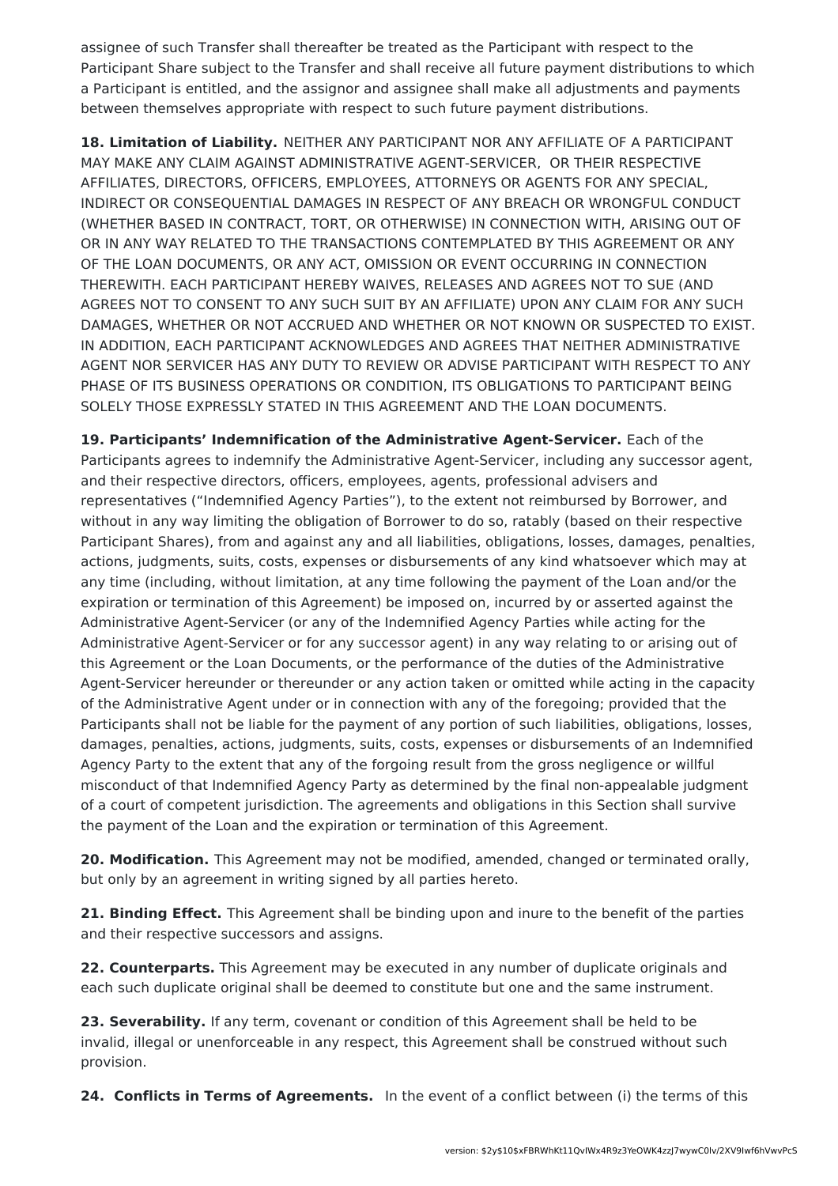assignee of such Transfer shall thereafter be treated as the Participant with respect to the Participant Share subject to the Transfer and shall receive all future payment distributions to which a Participant is entitled, and the assignor and assignee shall make all adjustments and payments between themselves appropriate with respect to such future payment distributions.

**18. Limitation of Liability.** NEITHER ANY PARTICIPANT NOR ANY AFFILIATE OF A PARTICIPANT MAY MAKE ANY CLAIM AGAINST ADMINISTRATIVE AGENT-SERVICER, OR THEIR RESPECTIVE AFFILIATES, DIRECTORS, OFFICERS, EMPLOYEES, ATTORNEYS OR AGENTS FOR ANY SPECIAL, INDIRECT OR CONSEQUENTIAL DAMAGES IN RESPECT OF ANY BREACH OR WRONGFUL CONDUCT (WHETHER BASED IN CONTRACT, TORT, OR OTHERWISE) IN CONNECTION WITH, ARISING OUT OF OR IN ANY WAY RELATED TO THE TRANSACTIONS CONTEMPLATED BY THIS AGREEMENT OR ANY OF THE LOAN DOCUMENTS, OR ANY ACT, OMISSION OR EVENT OCCURRING IN CONNECTION THEREWITH. EACH PARTICIPANT HEREBY WAIVES, RELEASES AND AGREES NOT TO SUE (AND AGREES NOT TO CONSENT TO ANY SUCH SUIT BY AN AFFILIATE) UPON ANY CLAIM FOR ANY SUCH DAMAGES, WHETHER OR NOT ACCRUED AND WHETHER OR NOT KNOWN OR SUSPECTED TO EXIST. IN ADDITION, EACH PARTICIPANT ACKNOWLEDGES AND AGREES THAT NEITHER ADMINISTRATIVE AGENT NOR SERVICER HAS ANY DUTY TO REVIEW OR ADVISE PARTICIPANT WITH RESPECT TO ANY PHASE OF ITS BUSINESS OPERATIONS OR CONDITION, ITS OBLIGATIONS TO PARTICIPANT BEING SOLELY THOSE EXPRESSLY STATED IN THIS AGREEMENT AND THE LOAN DOCUMENTS.

**19. Participants' Indemnification of the Administrative Agent-Servicer.** Each of the Participants agrees to indemnify the Administrative Agent-Servicer, including any successor agent, and their respective directors, officers, employees, agents, professional advisers and representatives ("Indemnified Agency Parties"), to the extent not reimbursed by Borrower, and without in any way limiting the obligation of Borrower to do so, ratably (based on their respective Participant Shares), from and against any and all liabilities, obligations, losses, damages, penalties, actions, judgments, suits, costs, expenses or disbursements of any kind whatsoever which may at any time (including, without limitation, at any time following the payment of the Loan and/or the expiration or termination of this Agreement) be imposed on, incurred by or asserted against the Administrative Agent-Servicer (or any of the Indemnified Agency Parties while acting for the Administrative Agent-Servicer or for any successor agent) in any way relating to or arising out of this Agreement or the Loan Documents, or the performance of the duties of the Administrative Agent-Servicer hereunder or thereunder or any action taken or omitted while acting in the capacity of the Administrative Agent under or in connection with any of the foregoing; provided that the Participants shall not be liable for the payment of any portion of such liabilities, obligations, losses, damages, penalties, actions, judgments, suits, costs, expenses or disbursements of an Indemnified Agency Party to the extent that any of the forgoing result from the gross negligence or willful misconduct of that Indemnified Agency Party as determined by the final non-appealable judgment of a court of competent jurisdiction. The agreements and obligations in this Section shall survive the payment of the Loan and the expiration or termination of this Agreement.

**20. Modification.** This Agreement may not be modified, amended, changed or terminated orally, but only by an agreement in writing signed by all parties hereto.

**21. Binding Effect.** This Agreement shall be binding upon and inure to the benefit of the parties and their respective successors and assigns.

**22. Counterparts.** This Agreement may be executed in any number of duplicate originals and each such duplicate original shall be deemed to constitute but one and the same instrument.

**23. Severability.** If any term, covenant or condition of this Agreement shall be held to be invalid, illegal or unenforceable in any respect, this Agreement shall be construed without such provision.

**24. Conflicts in Terms of Agreements.** In the event of a conflict between (i) the terms of this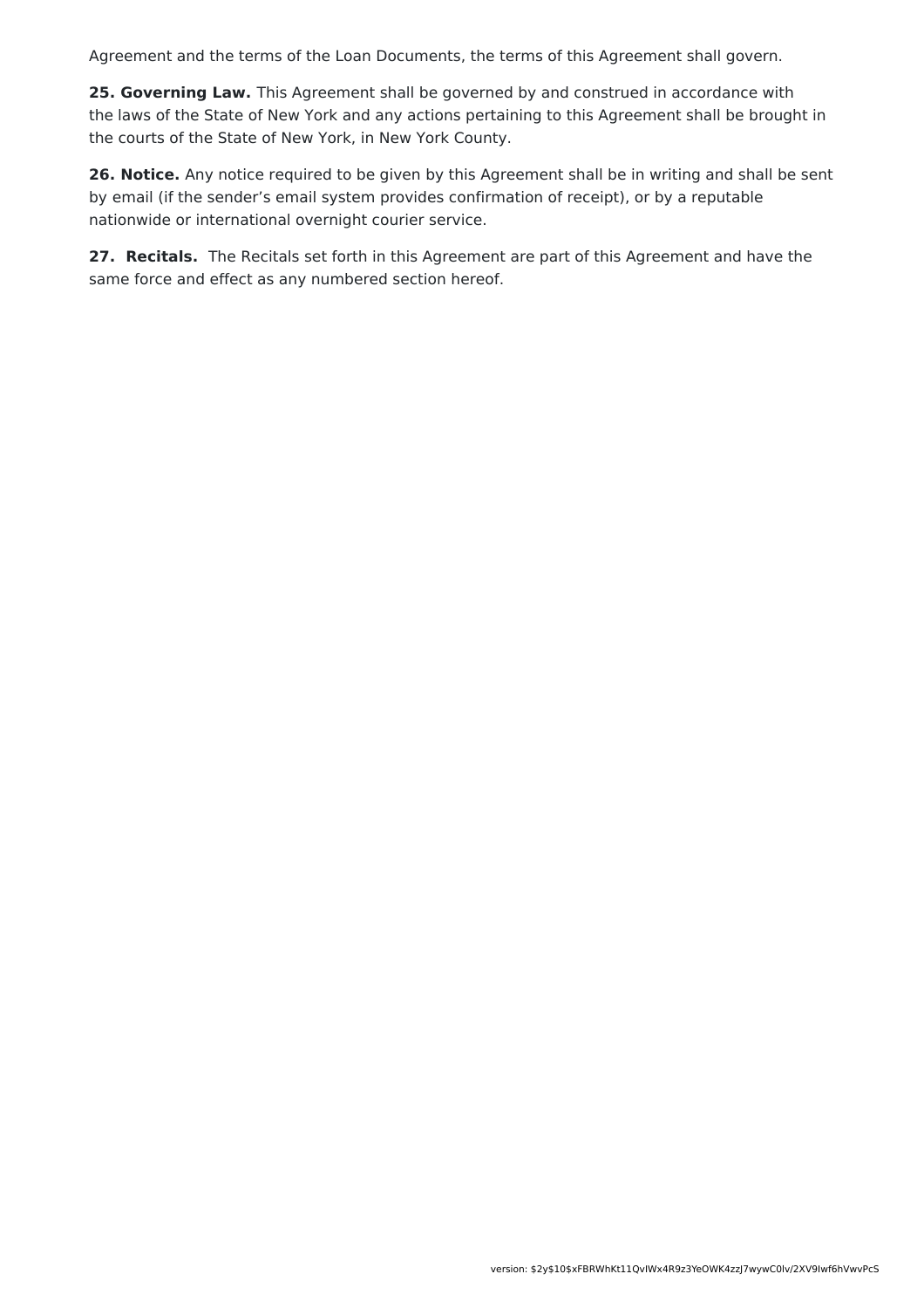Agreement and the terms of the Loan Documents, the terms of this Agreement shall govern.

**25. Governing Law.** This Agreement shall be governed by and construed in accordance with the laws of the State of New York and any actions pertaining to this Agreement shall be brought in the courts of the State of New York, in New York County.

**26. Notice.** Any notice required to be given by this Agreement shall be in writing and shall be sent by email (if the sender's email system provides confirmation of receipt), or by a reputable nationwide or international overnight courier service.

**27. Recitals.** The Recitals set forth in this Agreement are part of this Agreement and have the same force and effect as any numbered section hereof.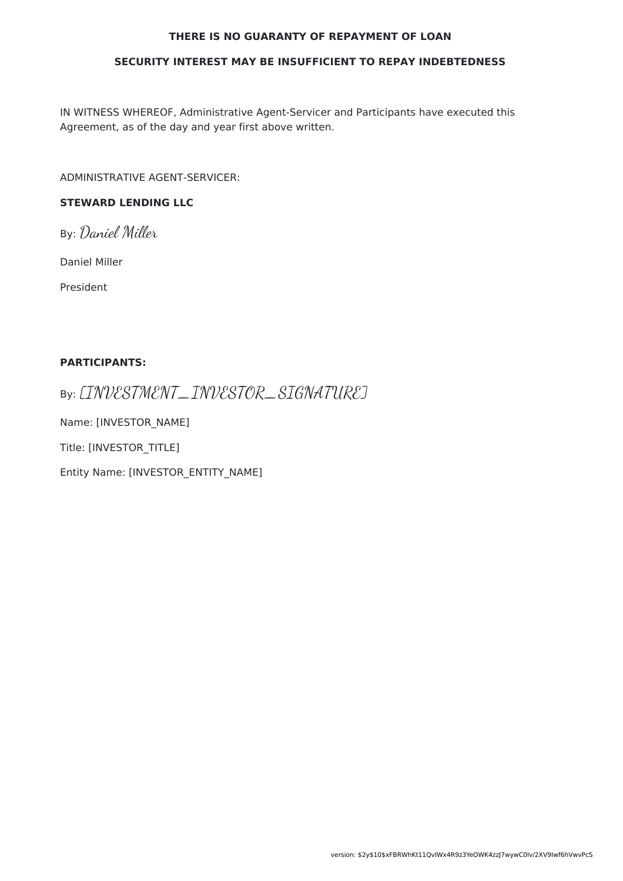**THERE IS NO GUARANTY OF REPAYMENT OF LOAN**

**SECURITY INTEREST MAY BE INSUFFICIENT TO REPAY INDEBTEDNESS**

IN WITNESS WHEREOF, Administrative Agent-Servicer and Participants have executed this Agreement, as of the day and year first above written.

ADMINISTRATIVE AGENT-SERVICER:

**STEWARD LENDING LLC**

By: *Daniel Miller*

Daniel Miller

President

**PARTICIPANTS:**

By: *[INVESTMENT_INVESTOR_SIGNATURE]*

Name: [INVESTOR_NAME]

Title: [INVESTOR_TITLE]

Entity Name: [INVESTOR_ENTITY_NAME]

version: $2y$10$xFBRWhKt11QvIWx4R9z3YeOWK4zzJ7wywC0Iv/2XV9Iwf6hVwvPcS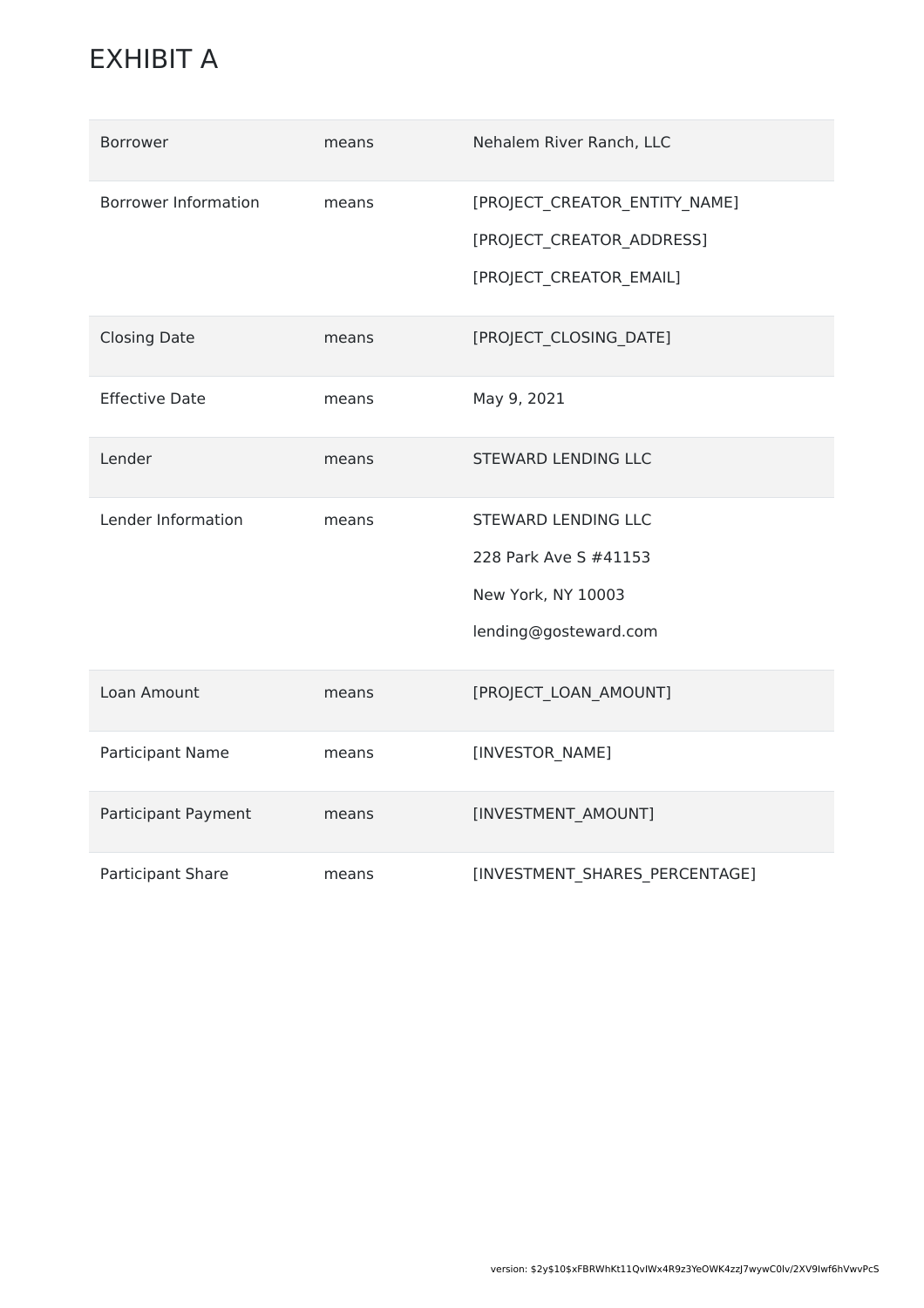# EXHIBIT A

| | | |
|---|---|---|
| Borrower | means | Nehalem River Ranch, LLC |
| Borrower Information | means | [PROJECT_CREATOR_ENTITY_NAME]<br>[PROJECT_CREATOR_ADDRESS]<br>[PROJECT_CREATOR_EMAIL] |
| Closing Date | means | [PROJECT_CLOSING_DATE] |
| Effective Date | means | May 9, 2021 |
| Lender | means | STEWARD LENDING LLC |
| Lender Information | means | STEWARD LENDING LLC<br>228 Park Ave S #41153<br>New York, NY 10003<br>lending@gosteward.com |
| Loan Amount | means | [PROJECT_LOAN_AMOUNT] |
| Participant Name | means | [INVESTOR_NAME] |
| Participant Payment | means | [INVESTMENT_AMOUNT] |
| Participant Share | means | [INVESTMENT_SHARES_PERCENTAGE] |

version: $2y$10$xFBRWhKt11QvIWx4R9z3YeOWK4zzJ7wywC0lv/2XV9Iwf6hVwvPcS